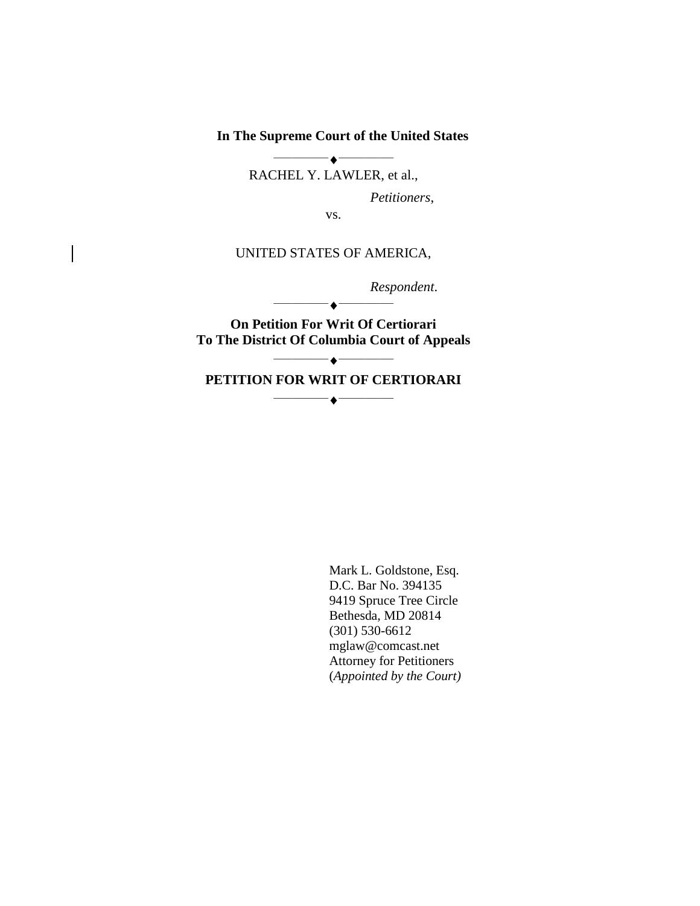**In The Supreme Court of the United States**

---

RACHEL Y. LAWLER, et al.,

*Petitioners*,

vs.

UNITED STATES OF AMERICA,

*Respondent*.

---

**On Petition For Writ Of Certiorari**
**To The District Of Columbia Court of Appeals**

---

**PETITION FOR WRIT OF CERTIORARI**

---

Mark L. Goldstone, Esq.
D.C. Bar No. 394135
9419 Spruce Tree Circle
Bethesda, MD 20814
(301) 530-6612
mglaw@comcast.net
Attorney for Petitioners
(*Appointed by the Court)*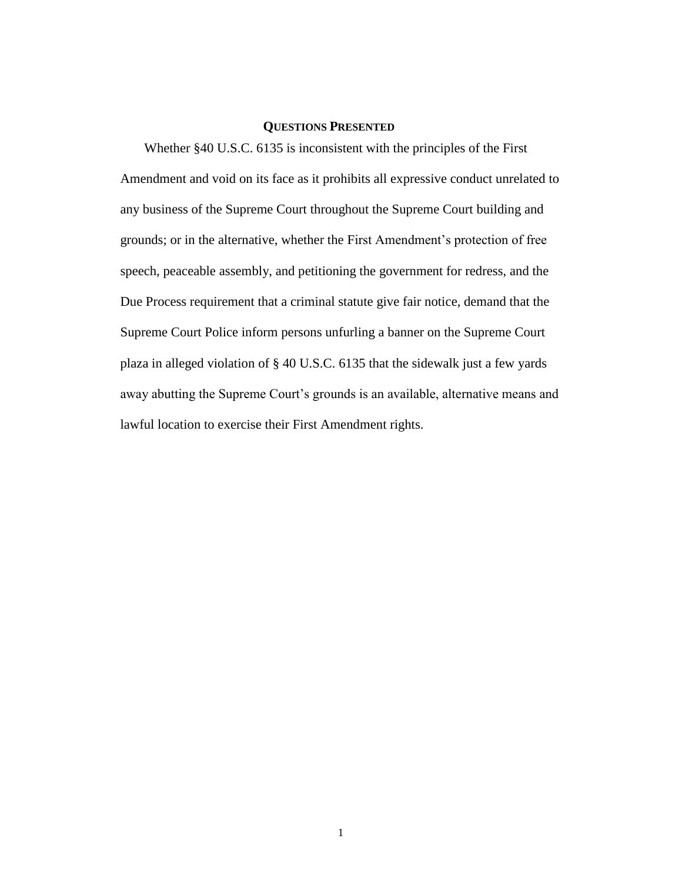## QUESTIONS PRESENTED

Whether §40 U.S.C. 6135 is inconsistent with the principles of the First Amendment and void on its face as it prohibits all expressive conduct unrelated to any business of the Supreme Court throughout the Supreme Court building and grounds; or in the alternative, whether the First Amendment's protection of free speech, peaceable assembly, and petitioning the government for redress, and the Due Process requirement that a criminal statute give fair notice, demand that the Supreme Court Police inform persons unfurling a banner on the Supreme Court plaza in alleged violation of § 40 U.S.C. 6135 that the sidewalk just a few yards away abutting the Supreme Court's grounds is an available, alternative means and lawful location to exercise their First Amendment rights.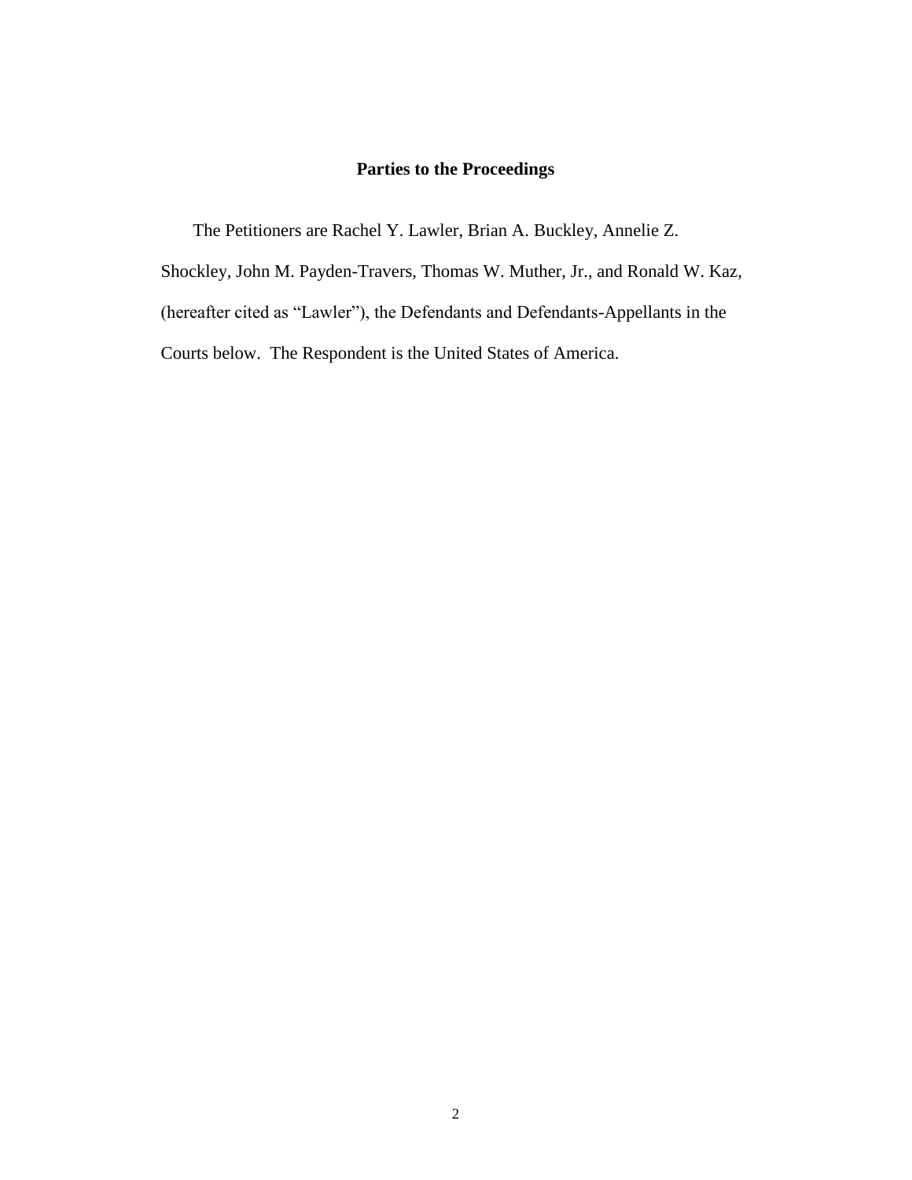## Parties to the Proceedings

The Petitioners are Rachel Y. Lawler, Brian A. Buckley, Annelie Z. Shockley, John M. Payden-Travers, Thomas W. Muther, Jr., and Ronald W. Kaz, (hereafter cited as "Lawler"), the Defendants and Defendants-Appellants in the Courts below. The Respondent is the United States of America.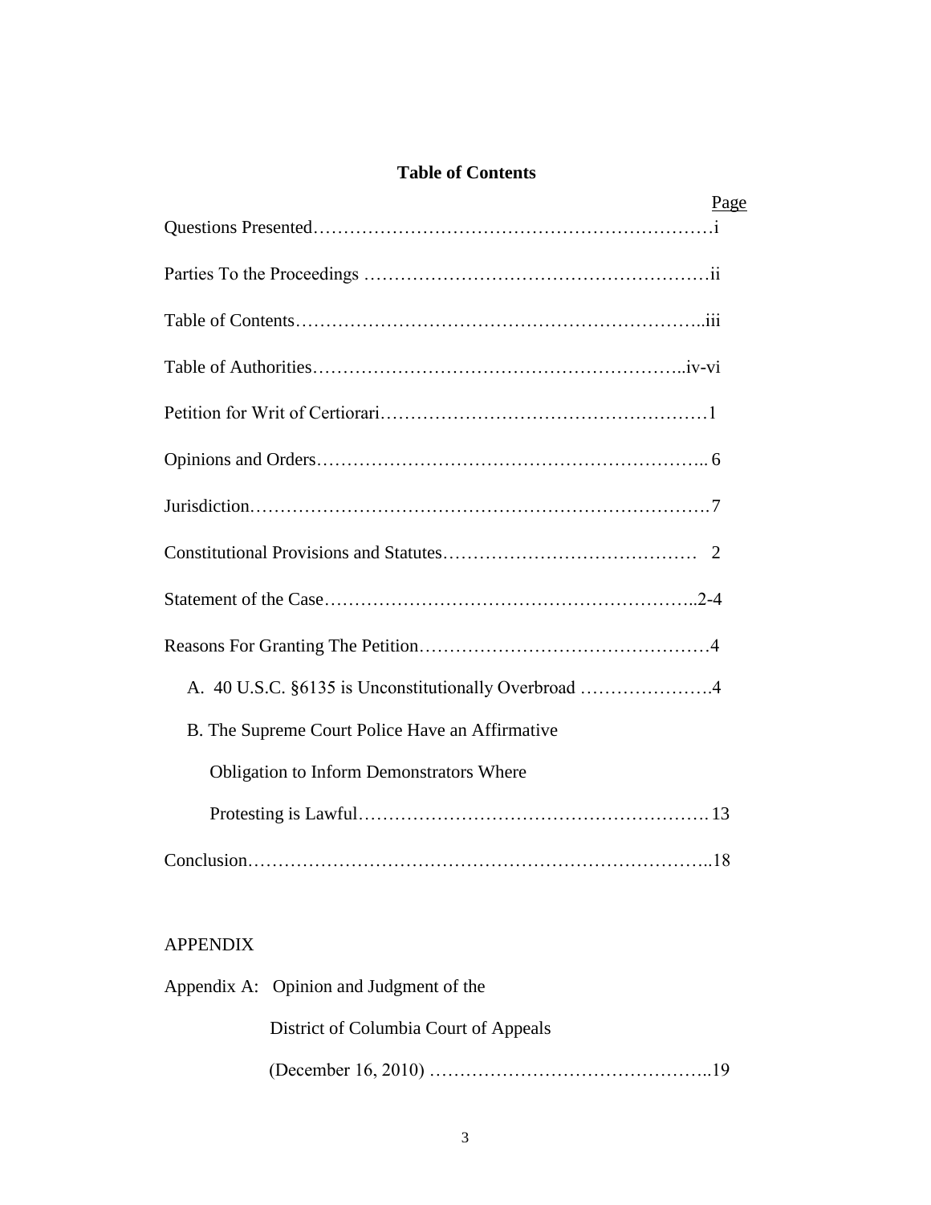## Table of Contents

| | Page |
|---|---|
| Questions Presented | i |
| Parties To the Proceedings | ii |
| Table of Contents | iii |
| Table of Authorities | iv-vi |
| Petition for Writ of Certiorari | 1 |
| Opinions and Orders | 6 |
| Jurisdiction | 7 |
| Constitutional Provisions and Statutes | 2 |
| Statement of the Case | 2-4 |
| Reasons For Granting The Petition | 4 |
| A. 40 U.S.C. §6135 is Unconstitutionally Overbroad | 4 |
| B. The Supreme Court Police Have an Affirmative Obligation to Inform Demonstrators Where Protesting is Lawful | 13 |
| Conclusion | 18 |

APPENDIX

| | Page |
|---|---|
| Appendix A: Opinion and Judgment of the District of Columbia Court of Appeals (December 16, 2010) | 19 |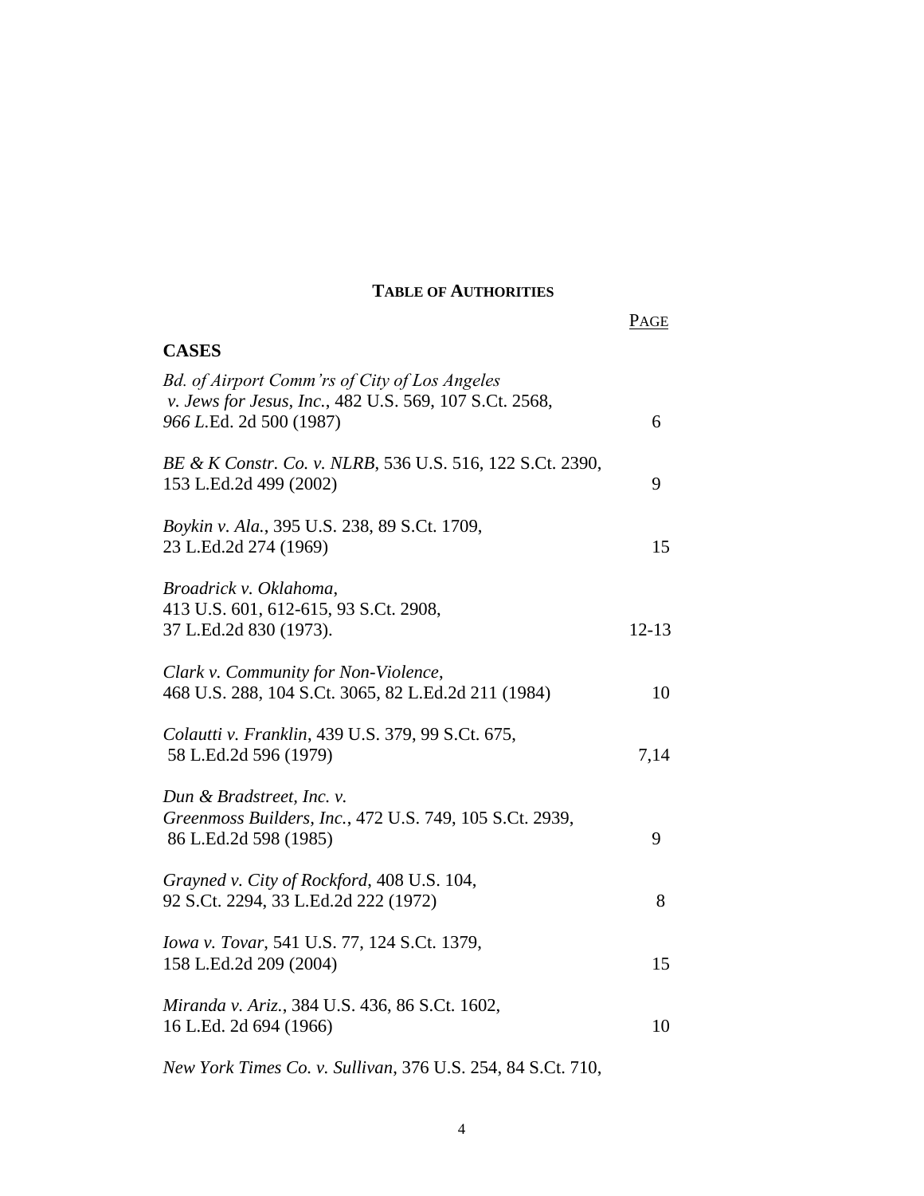# TABLE OF AUTHORITIES

| | PAGE |
|---|---|
| **CASES** | |
| *Bd. of Airport Comm'rs of City of Los Angeles v. Jews for Jesus, Inc.*, 482 U.S. 569, 107 S.Ct. 2568, *966 L.*Ed. 2d 500 (1987) | 6 |
| *BE & K Constr. Co. v. NLRB*, 536 U.S. 516, 122 S.Ct. 2390, 153 L.Ed.2d 499 (2002) | 9 |
| *Boykin v. Ala.*, 395 U.S. 238, 89 S.Ct. 1709, 23 L.Ed.2d 274 (1969) | 15 |
| *Broadrick v. Oklahoma*, 413 U.S. 601, 612-615, 93 S.Ct. 2908, 37 L.Ed.2d 830 (1973). | 12-13 |
| *Clark v. Community for Non-Violence*, 468 U.S. 288, 104 S.Ct. 3065, 82 L.Ed.2d 211 (1984) | 10 |
| *Colautti v. Franklin*, 439 U.S. 379, 99 S.Ct. 675, 58 L.Ed.2d 596 (1979) | 7,14 |
| *Dun & Bradstreet, Inc. v. Greenmoss Builders, Inc.*, 472 U.S. 749, 105 S.Ct. 2939, 86 L.Ed.2d 598 (1985) | 9 |
| *Grayned v. City of Rockford*, 408 U.S. 104, 92 S.Ct. 2294, 33 L.Ed.2d 222 (1972) | 8 |
| *Iowa v. Tovar*, 541 U.S. 77, 124 S.Ct. 1379, 158 L.Ed.2d 209 (2004) | 15 |
| *Miranda v. Ariz.*, 384 U.S. 436, 86 S.Ct. 1602, 16 L.Ed. 2d 694 (1966) | 10 |
| *New York Times Co. v. Sullivan*, 376 U.S. 254, 84 S.Ct. 710, | |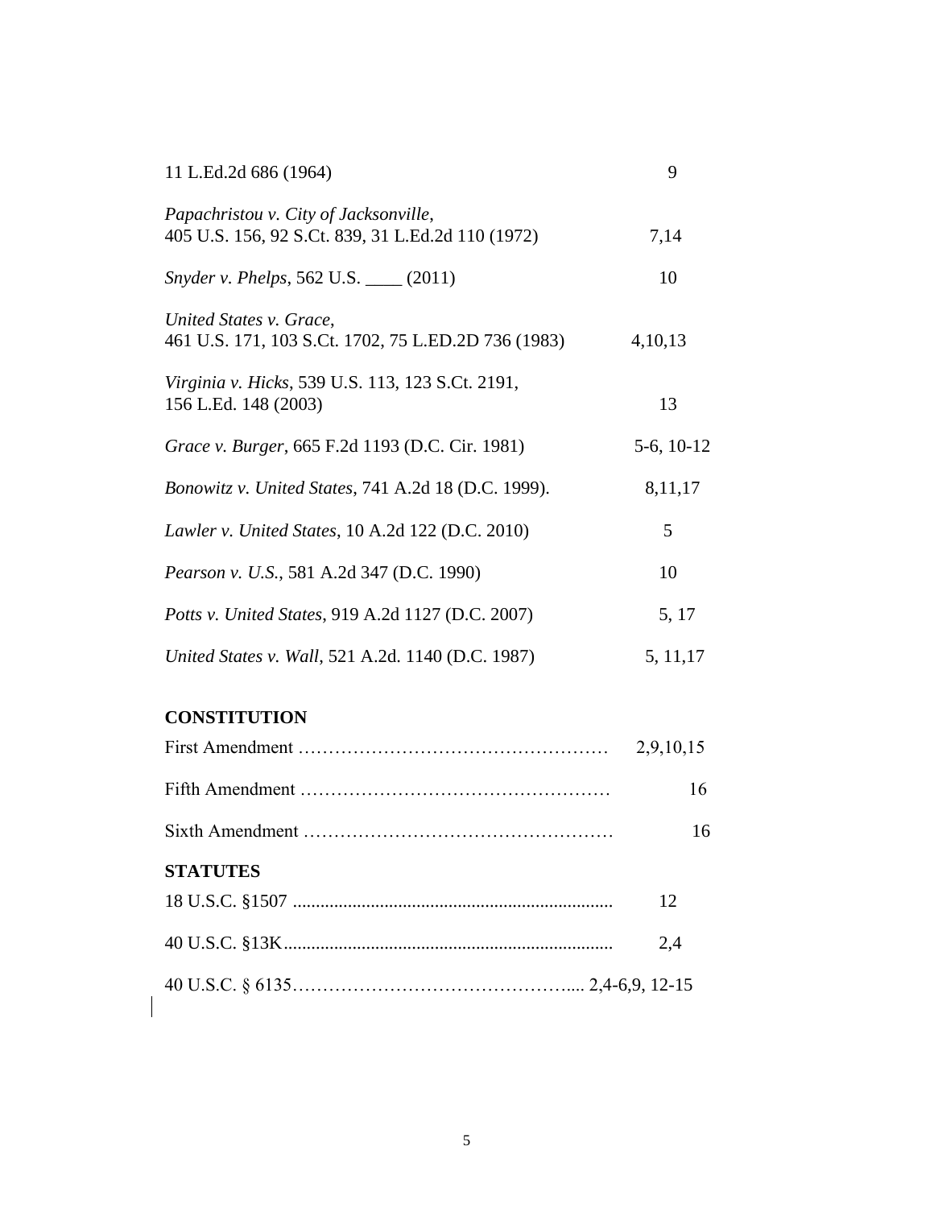11 L.Ed.2d 686 (1964) 9

*Papachristou v. City of Jacksonville*,
405 U.S. 156, 92 S.Ct. 839, 31 L.Ed.2d 110 (1972) 7,14

*Snyder v. Phelps*, 562 U.S. ____ (2011) 10

*United States v. Grace*,
461 U.S. 171, 103 S.Ct. 1702, 75 L.ED.2D 736 (1983) 4,10,13

*Virginia v. Hicks*, 539 U.S. 113, 123 S.Ct. 2191,
156 L.Ed. 148 (2003) 13

*Grace v. Burger*, 665 F.2d 1193 (D.C. Cir. 1981) 5-6, 10-12

*Bonowitz v. United States*, 741 A.2d 18 (D.C. 1999). 8,11,17

*Lawler v. United States*, 10 A.2d 122 (D.C. 2010) 5

*Pearson v. U.S.*, 581 A.2d 347 (D.C. 1990) 10

*Potts v. United States*, 919 A.2d 1127 (D.C. 2007) 5, 17

*United States v. Wall*, 521 A.2d. 1140 (D.C. 1987) 5, 11,17

**CONSTITUTION**

First Amendment …………………………………………… 2,9,10,15

Fifth Amendment …………………………………………… 16

Sixth Amendment …………………………………………… 16

**STATUTES**

18 U.S.C. §1507 ...................................................................... 12

40 U.S.C. §13K........................................................................ 2,4

40 U.S.C. § 6135……………………………………….... 2,4-6,9, 12-15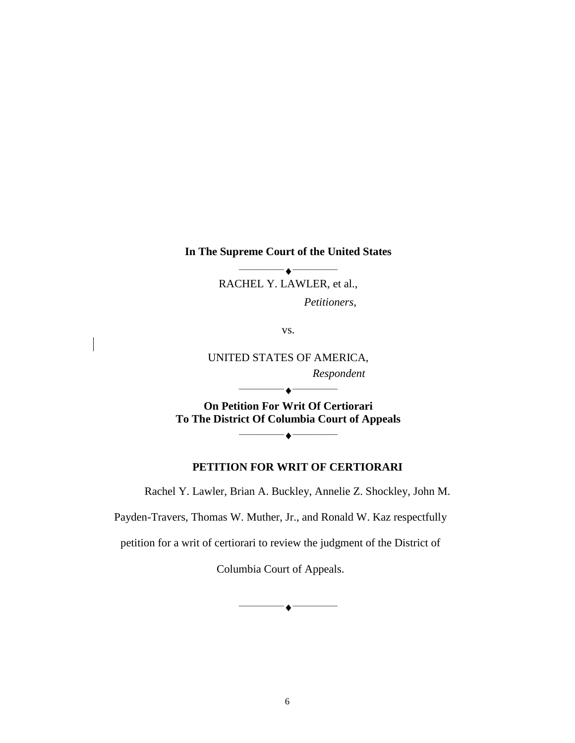**In The Supreme Court of the United States**

————♦————

RACHEL Y. LAWLER, et al.,

*Petitioners*,

vs.

UNITED STATES OF AMERICA,

*Respondent*

————♦————

**On Petition For Writ Of Certiorari**
**To The District Of Columbia Court of Appeals**

————♦————

## PETITION FOR WRIT OF CERTIORARI

Rachel Y. Lawler, Brian A. Buckley, Annelie Z. Shockley, John M. Payden-Travers, Thomas W. Muther, Jr., and Ronald W. Kaz respectfully petition for a writ of certiorari to review the judgment of the District of Columbia Court of Appeals.

————♦————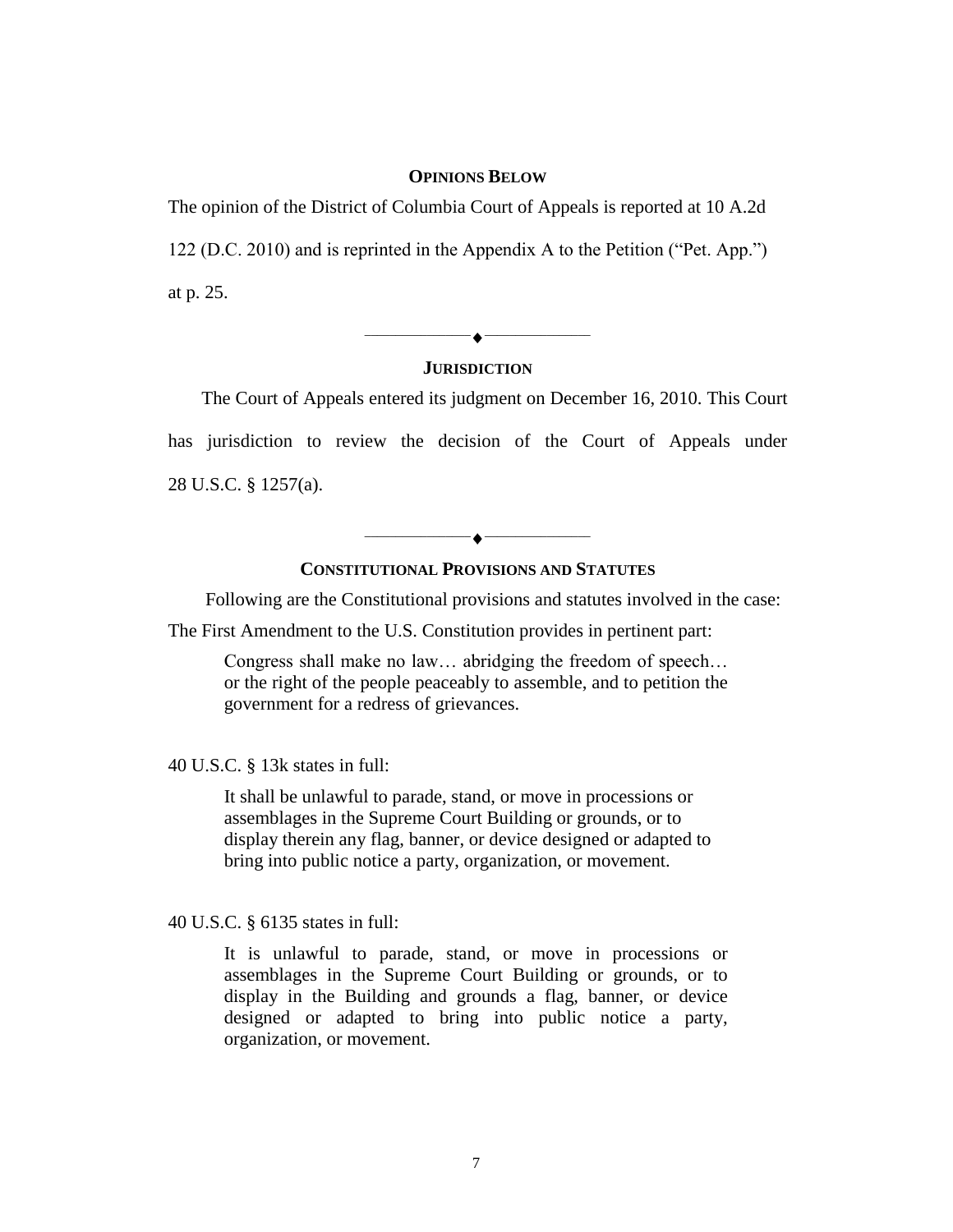## OPINIONS BELOW

The opinion of the District of Columbia Court of Appeals is reported at 10 A.2d 122 (D.C. 2010) and is reprinted in the Appendix A to the Petition ("Pet. App.") at p. 25.

## JURISDICTION

The Court of Appeals entered its judgment on December 16, 2010. This Court has jurisdiction to review the decision of the Court of Appeals under 28 U.S.C. § 1257(a).

## CONSTITUTIONAL PROVISIONS AND STATUTES

Following are the Constitutional provisions and statutes involved in the case:

The First Amendment to the U.S. Constitution provides in pertinent part:

> Congress shall make no law… abridging the freedom of speech… or the right of the people peaceably to assemble, and to petition the government for a redress of grievances.

40 U.S.C. § 13k states in full:

> It shall be unlawful to parade, stand, or move in processions or assemblages in the Supreme Court Building or grounds, or to display therein any flag, banner, or device designed or adapted to bring into public notice a party, organization, or movement.

40 U.S.C. § 6135 states in full:

> It is unlawful to parade, stand, or move in processions or assemblages in the Supreme Court Building or grounds, or to display in the Building and grounds a flag, banner, or device designed or adapted to bring into public notice a party, organization, or movement.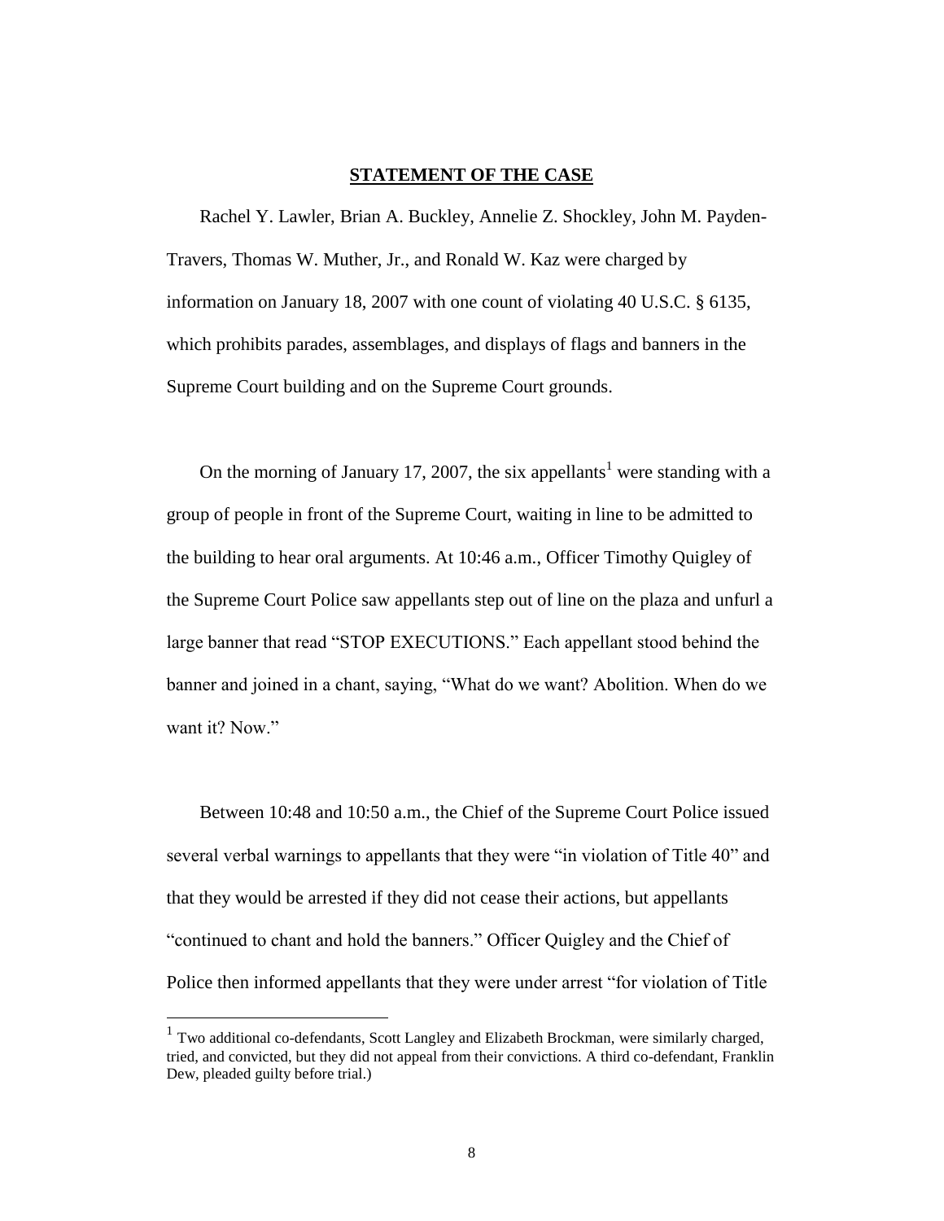## STATEMENT OF THE CASE

Rachel Y. Lawler, Brian A. Buckley, Annelie Z. Shockley, John M. Payden-Travers, Thomas W. Muther, Jr., and Ronald W. Kaz were charged by information on January 18, 2007 with one count of violating 40 U.S.C. § 6135, which prohibits parades, assemblages, and displays of flags and banners in the Supreme Court building and on the Supreme Court grounds.

On the morning of January 17, 2007, the six appellants[1] were standing with a group of people in front of the Supreme Court, waiting in line to be admitted to the building to hear oral arguments. At 10:46 a.m., Officer Timothy Quigley of the Supreme Court Police saw appellants step out of line on the plaza and unfurl a large banner that read "STOP EXECUTIONS." Each appellant stood behind the banner and joined in a chant, saying, "What do we want? Abolition. When do we want it? Now."

Between 10:48 and 10:50 a.m., the Chief of the Supreme Court Police issued several verbal warnings to appellants that they were "in violation of Title 40" and that they would be arrested if they did not cease their actions, but appellants "continued to chant and hold the banners." Officer Quigley and the Chief of Police then informed appellants that they were under arrest "for violation of Title

[1] Two additional co-defendants, Scott Langley and Elizabeth Brockman, were similarly charged, tried, and convicted, but they did not appeal from their convictions. A third co-defendant, Franklin Dew, pleaded guilty before trial.)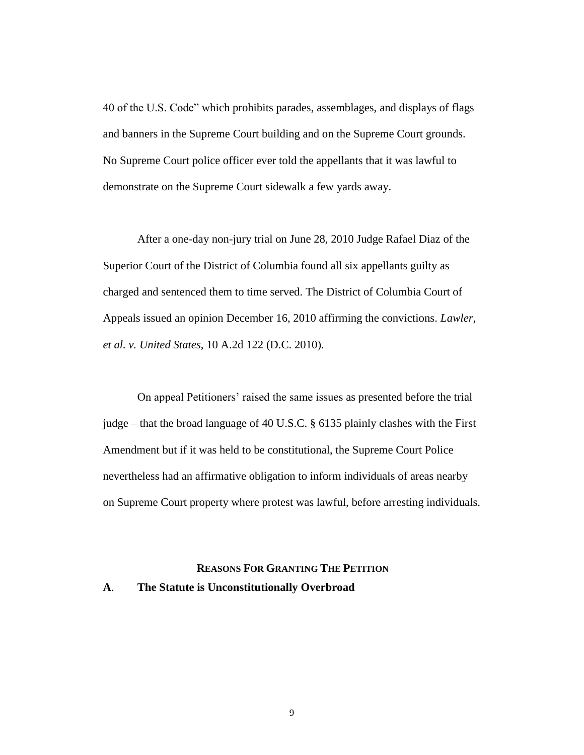40 of the U.S. Code" which prohibits parades, assemblages, and displays of flags and banners in the Supreme Court building and on the Supreme Court grounds. No Supreme Court police officer ever told the appellants that it was lawful to demonstrate on the Supreme Court sidewalk a few yards away.

After a one-day non-jury trial on June 28, 2010 Judge Rafael Diaz of the Superior Court of the District of Columbia found all six appellants guilty as charged and sentenced them to time served. The District of Columbia Court of Appeals issued an opinion December 16, 2010 affirming the convictions. *Lawler, et al. v. United States*, 10 A.2d 122 (D.C. 2010).

On appeal Petitioners' raised the same issues as presented before the trial judge – that the broad language of 40 U.S.C. § 6135 plainly clashes with the First Amendment but if it was held to be constitutional, the Supreme Court Police nevertheless had an affirmative obligation to inform individuals of areas nearby on Supreme Court property where protest was lawful, before arresting individuals.

## REASONS FOR GRANTING THE PETITION

### A. The Statute is Unconstitutionally Overbroad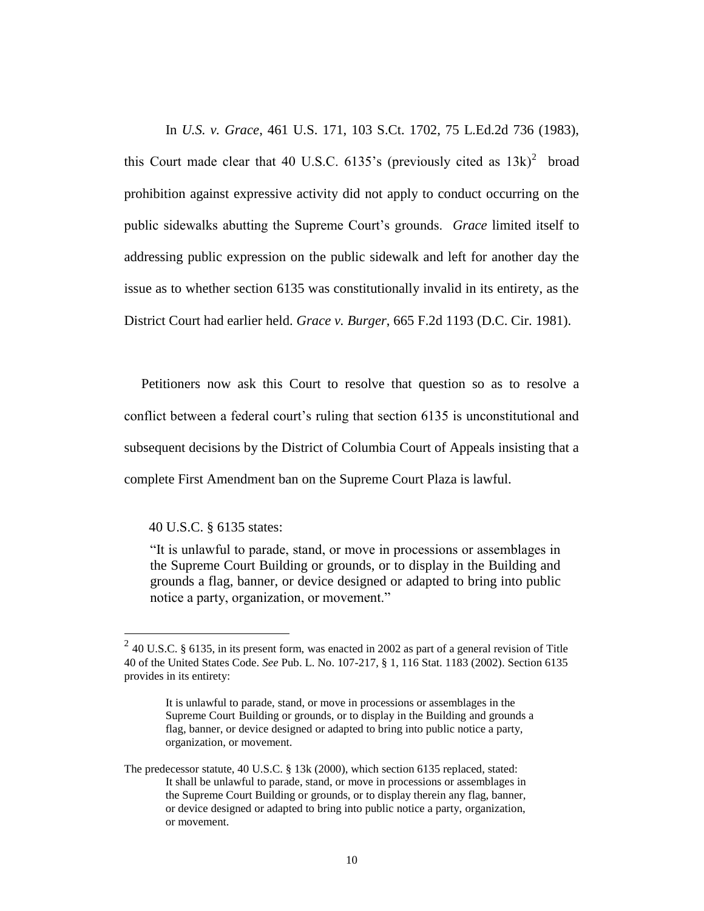In *U.S. v. Grace*, 461 U.S. 171, 103 S.Ct. 1702, 75 L.Ed.2d 736 (1983), this Court made clear that 40 U.S.C. 6135's (previously cited as 13k)[2] broad prohibition against expressive activity did not apply to conduct occurring on the public sidewalks abutting the Supreme Court's grounds. *Grace* limited itself to addressing public expression on the public sidewalk and left for another day the issue as to whether section 6135 was constitutionally invalid in its entirety, as the District Court had earlier held. *Grace v. Burger*, 665 F.2d 1193 (D.C. Cir. 1981).

Petitioners now ask this Court to resolve that question so as to resolve a conflict between a federal court's ruling that section 6135 is unconstitutional and subsequent decisions by the District of Columbia Court of Appeals insisting that a complete First Amendment ban on the Supreme Court Plaza is lawful.

40 U.S.C. § 6135 states:

> "It is unlawful to parade, stand, or move in processions or assemblages in the Supreme Court Building or grounds, or to display in the Building and grounds a flag, banner, or device designed or adapted to bring into public notice a party, organization, or movement."

---

[2] 40 U.S.C. § 6135, in its present form, was enacted in 2002 as part of a general revision of Title 40 of the United States Code. *See* Pub. L. No. 107-217, § 1, 116 Stat. 1183 (2002). Section 6135 provides in its entirety:

> It is unlawful to parade, stand, or move in processions or assemblages in the Supreme Court Building or grounds, or to display in the Building and grounds a flag, banner, or device designed or adapted to bring into public notice a party, organization, or movement.

The predecessor statute, 40 U.S.C. § 13k (2000), which section 6135 replaced, stated:

> It shall be unlawful to parade, stand, or move in processions or assemblages in the Supreme Court Building or grounds, or to display therein any flag, banner, or device designed or adapted to bring into public notice a party, organization, or movement.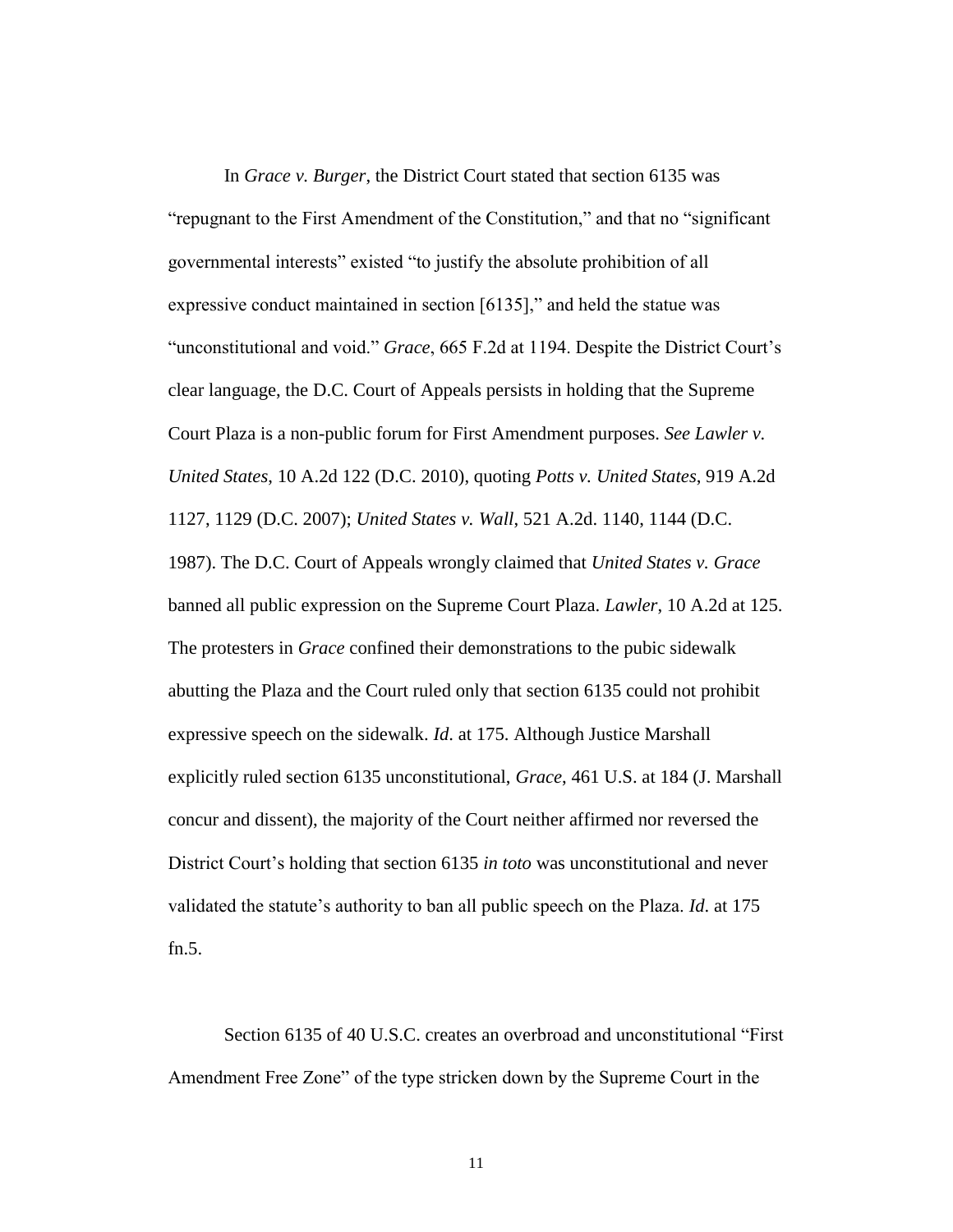In *Grace v. Burger*, the District Court stated that section 6135 was "repugnant to the First Amendment of the Constitution," and that no "significant governmental interests" existed "to justify the absolute prohibition of all expressive conduct maintained in section [6135]," and held the statue was "unconstitutional and void." *Grace*, 665 F.2d at 1194. Despite the District Court's clear language, the D.C. Court of Appeals persists in holding that the Supreme Court Plaza is a non-public forum for First Amendment purposes. *See Lawler v. United States*, 10 A.2d 122 (D.C. 2010), quoting *Potts v. United States*, 919 A.2d 1127, 1129 (D.C. 2007); *United States v. Wall*, 521 A.2d. 1140, 1144 (D.C. 1987). The D.C. Court of Appeals wrongly claimed that *United States v. Grace* banned all public expression on the Supreme Court Plaza. *Lawler*, 10 A.2d at 125. The protesters in *Grace* confined their demonstrations to the pubic sidewalk abutting the Plaza and the Court ruled only that section 6135 could not prohibit expressive speech on the sidewalk. *Id.* at 175. Although Justice Marshall explicitly ruled section 6135 unconstitutional, *Grace*, 461 U.S. at 184 (J. Marshall concur and dissent), the majority of the Court neither affirmed nor reversed the District Court's holding that section 6135 *in toto* was unconstitutional and never validated the statute's authority to ban all public speech on the Plaza. *Id.* at 175 fn.5.

Section 6135 of 40 U.S.C. creates an overbroad and unconstitutional "First Amendment Free Zone" of the type stricken down by the Supreme Court in the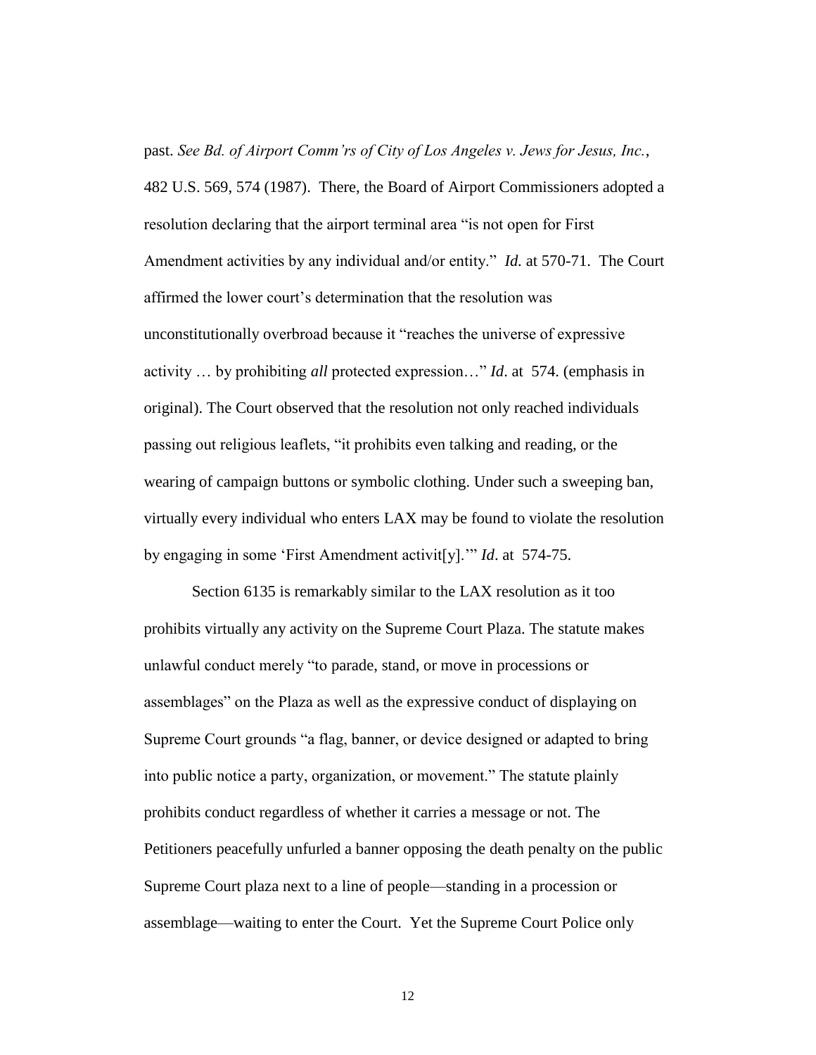past. *See Bd. of Airport Comm'rs of City of Los Angeles v. Jews for Jesus, Inc.*, 482 U.S. 569, 574 (1987). There, the Board of Airport Commissioners adopted a resolution declaring that the airport terminal area "is not open for First Amendment activities by any individual and/or entity." *Id.* at 570-71. The Court affirmed the lower court's determination that the resolution was unconstitutionally overbroad because it "reaches the universe of expressive activity … by prohibiting *all* protected expression…" *Id*. at 574. (emphasis in original). The Court observed that the resolution not only reached individuals passing out religious leaflets, "it prohibits even talking and reading, or the wearing of campaign buttons or symbolic clothing. Under such a sweeping ban, virtually every individual who enters LAX may be found to violate the resolution by engaging in some 'First Amendment activit[y].'" *Id*. at 574-75.

Section 6135 is remarkably similar to the LAX resolution as it too prohibits virtually any activity on the Supreme Court Plaza. The statute makes unlawful conduct merely "to parade, stand, or move in processions or assemblages" on the Plaza as well as the expressive conduct of displaying on Supreme Court grounds "a flag, banner, or device designed or adapted to bring into public notice a party, organization, or movement." The statute plainly prohibits conduct regardless of whether it carries a message or not. The Petitioners peacefully unfurled a banner opposing the death penalty on the public Supreme Court plaza next to a line of people—standing in a procession or assemblage—waiting to enter the Court. Yet the Supreme Court Police only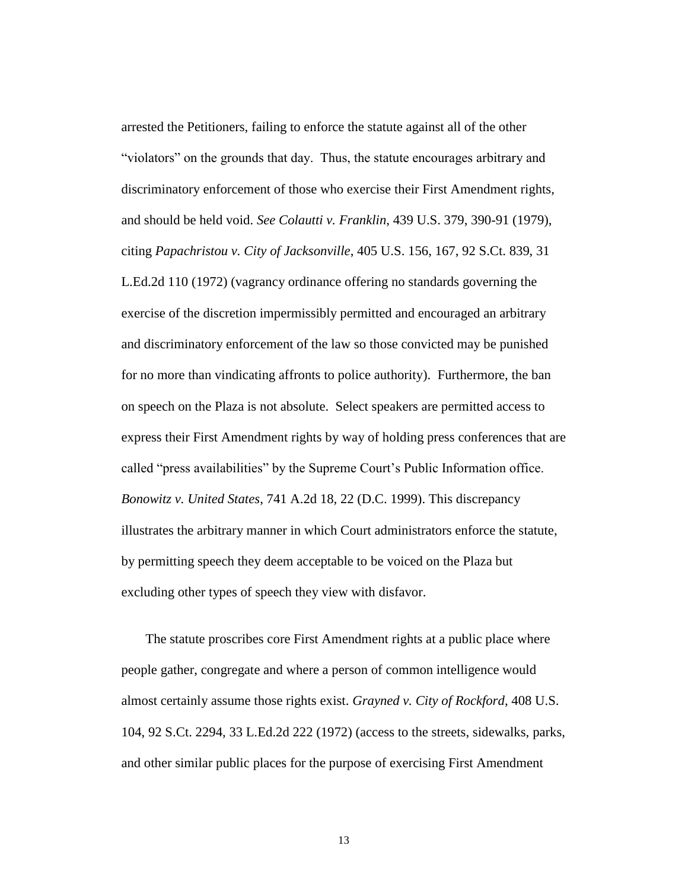arrested the Petitioners, failing to enforce the statute against all of the other "violators" on the grounds that day. Thus, the statute encourages arbitrary and discriminatory enforcement of those who exercise their First Amendment rights, and should be held void. *See Colautti v. Franklin*, 439 U.S. 379, 390-91 (1979), citing *Papachristou v. City of Jacksonville*, 405 U.S. 156, 167, 92 S.Ct. 839, 31 L.Ed.2d 110 (1972) (vagrancy ordinance offering no standards governing the exercise of the discretion impermissibly permitted and encouraged an arbitrary and discriminatory enforcement of the law so those convicted may be punished for no more than vindicating affronts to police authority). Furthermore, the ban on speech on the Plaza is not absolute. Select speakers are permitted access to express their First Amendment rights by way of holding press conferences that are called "press availabilities" by the Supreme Court's Public Information office. *Bonowitz v. United States*, 741 A.2d 18, 22 (D.C. 1999). This discrepancy illustrates the arbitrary manner in which Court administrators enforce the statute, by permitting speech they deem acceptable to be voiced on the Plaza but excluding other types of speech they view with disfavor.

The statute proscribes core First Amendment rights at a public place where people gather, congregate and where a person of common intelligence would almost certainly assume those rights exist. *Grayned v. City of Rockford*, 408 U.S. 104, 92 S.Ct. 2294, 33 L.Ed.2d 222 (1972) (access to the streets, sidewalks, parks, and other similar public places for the purpose of exercising First Amendment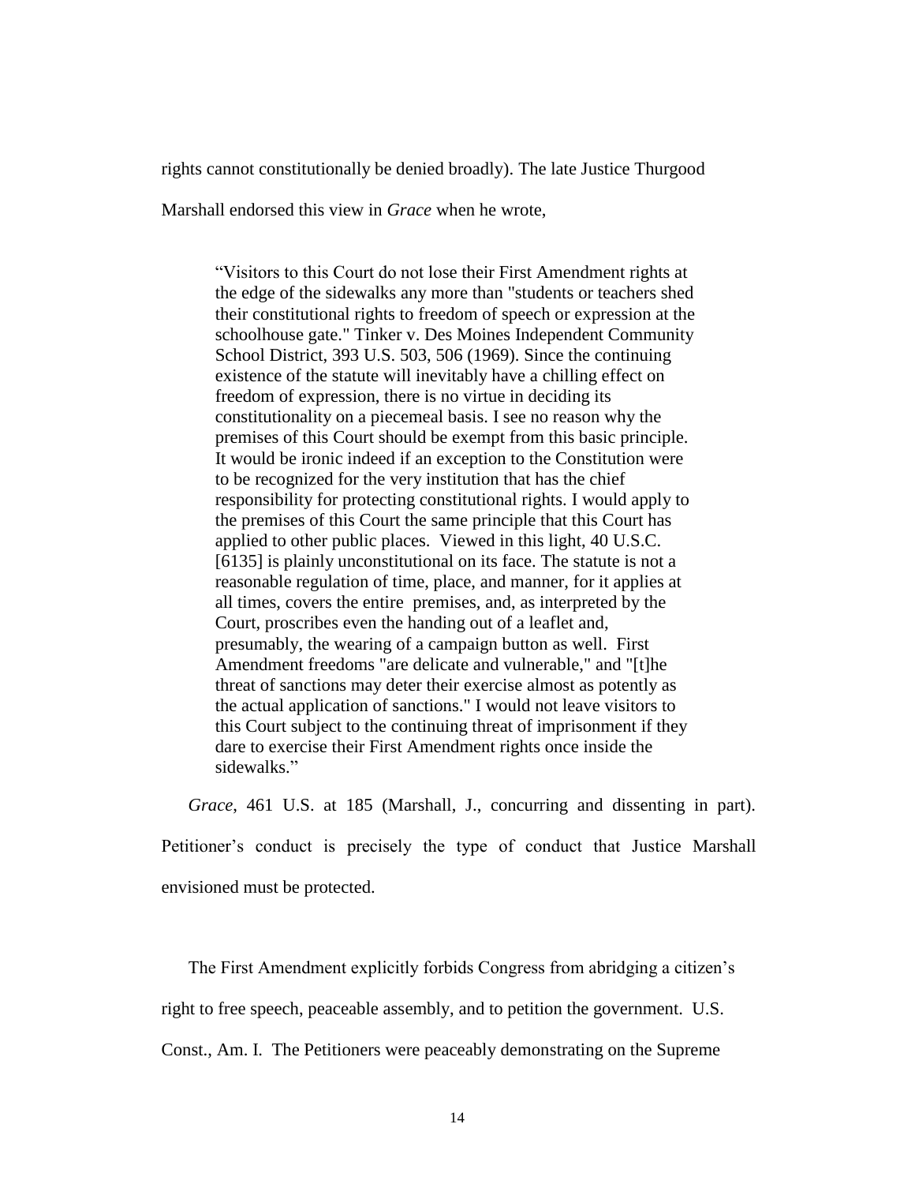rights cannot constitutionally be denied broadly). The late Justice Thurgood Marshall endorsed this view in *Grace* when he wrote,

> "Visitors to this Court do not lose their First Amendment rights at the edge of the sidewalks any more than "students or teachers shed their constitutional rights to freedom of speech or expression at the schoolhouse gate." Tinker v. Des Moines Independent Community School District, 393 U.S. 503, 506 (1969). Since the continuing existence of the statute will inevitably have a chilling effect on freedom of expression, there is no virtue in deciding its constitutionality on a piecemeal basis. I see no reason why the premises of this Court should be exempt from this basic principle. It would be ironic indeed if an exception to the Constitution were to be recognized for the very institution that has the chief responsibility for protecting constitutional rights. I would apply to the premises of this Court the same principle that this Court has applied to other public places. Viewed in this light, 40 U.S.C. [6135] is plainly unconstitutional on its face. The statute is not a reasonable regulation of time, place, and manner, for it applies at all times, covers the entire premises, and, as interpreted by the Court, proscribes even the handing out of a leaflet and, presumably, the wearing of a campaign button as well. First Amendment freedoms "are delicate and vulnerable," and "[t]he threat of sanctions may deter their exercise almost as potently as the actual application of sanctions." I would not leave visitors to this Court subject to the continuing threat of imprisonment if they dare to exercise their First Amendment rights once inside the sidewalks."

*Grace*, 461 U.S. at 185 (Marshall, J., concurring and dissenting in part). Petitioner's conduct is precisely the type of conduct that Justice Marshall envisioned must be protected.

The First Amendment explicitly forbids Congress from abridging a citizen's right to free speech, peaceable assembly, and to petition the government. U.S. Const., Am. I. The Petitioners were peaceably demonstrating on the Supreme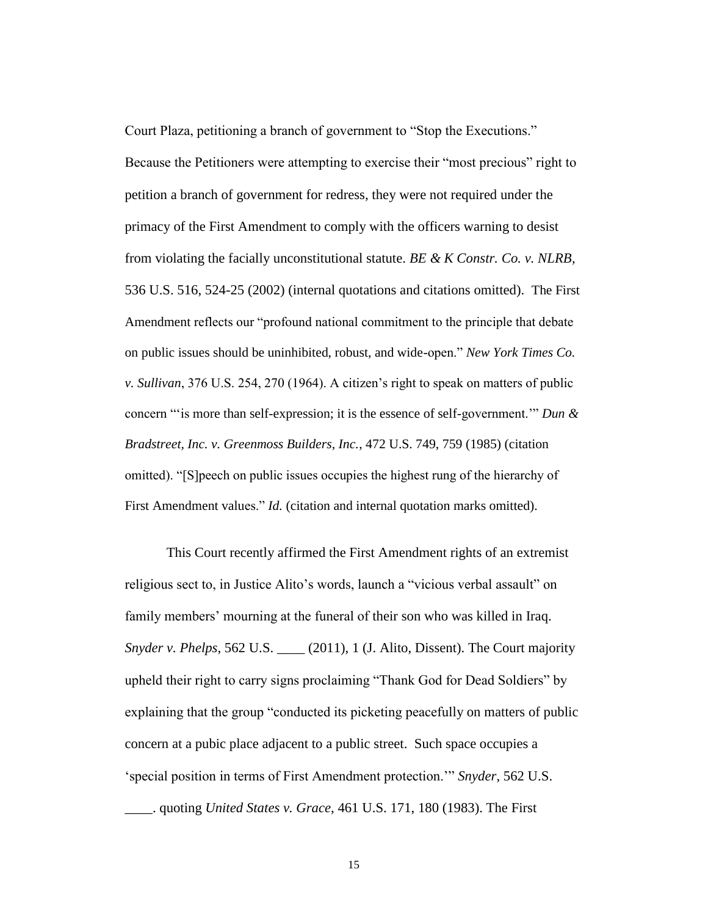Court Plaza, petitioning a branch of government to "Stop the Executions." Because the Petitioners were attempting to exercise their "most precious" right to petition a branch of government for redress, they were not required under the primacy of the First Amendment to comply with the officers warning to desist from violating the facially unconstitutional statute. *BE & K Constr. Co. v. NLRB*, 536 U.S. 516, 524-25 (2002) (internal quotations and citations omitted). The First Amendment reflects our "profound national commitment to the principle that debate on public issues should be uninhibited, robust, and wide-open." *New York Times Co. v. Sullivan*, 376 U.S. 254, 270 (1964). A citizen's right to speak on matters of public concern "'is more than self-expression; it is the essence of self-government.'" *Dun & Bradstreet, Inc. v. Greenmoss Builders, Inc.*, 472 U.S. 749, 759 (1985) (citation omitted). "[S]peech on public issues occupies the highest rung of the hierarchy of First Amendment values." *Id.* (citation and internal quotation marks omitted).

This Court recently affirmed the First Amendment rights of an extremist religious sect to, in Justice Alito's words, launch a "vicious verbal assault" on family members' mourning at the funeral of their son who was killed in Iraq. *Snyder v. Phelps*, 562 U.S. ____ (2011), 1 (J. Alito, Dissent). The Court majority upheld their right to carry signs proclaiming "Thank God for Dead Soldiers" by explaining that the group "conducted its picketing peacefully on matters of public concern at a pubic place adjacent to a public street. Such space occupies a 'special position in terms of First Amendment protection.'" *Snyder*, 562 U.S. ____. quoting *United States v. Grace*, 461 U.S. 171, 180 (1983). The First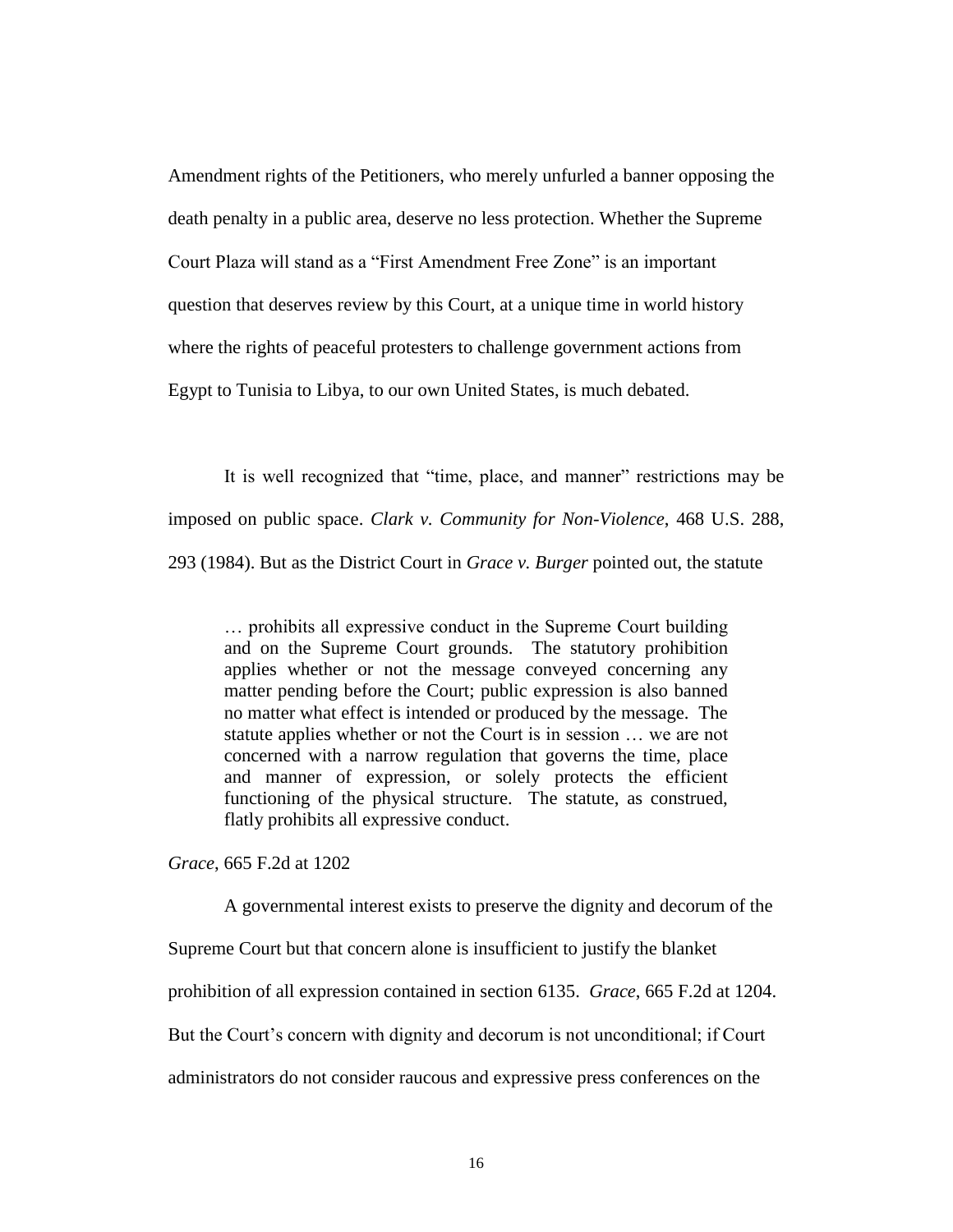Amendment rights of the Petitioners, who merely unfurled a banner opposing the death penalty in a public area, deserve no less protection. Whether the Supreme Court Plaza will stand as a "First Amendment Free Zone" is an important question that deserves review by this Court, at a unique time in world history where the rights of peaceful protesters to challenge government actions from Egypt to Tunisia to Libya, to our own United States, is much debated.

It is well recognized that "time, place, and manner" restrictions may be imposed on public space. *Clark v. Community for Non-Violence*, 468 U.S. 288, 293 (1984). But as the District Court in *Grace v. Burger* pointed out, the statute

> … prohibits all expressive conduct in the Supreme Court building and on the Supreme Court grounds. The statutory prohibition applies whether or not the message conveyed concerning any matter pending before the Court; public expression is also banned no matter what effect is intended or produced by the message. The statute applies whether or not the Court is in session … we are not concerned with a narrow regulation that governs the time, place and manner of expression, or solely protects the efficient functioning of the physical structure. The statute, as construed, flatly prohibits all expressive conduct.

*Grace*, 665 F.2d at 1202

A governmental interest exists to preserve the dignity and decorum of the Supreme Court but that concern alone is insufficient to justify the blanket prohibition of all expression contained in section 6135. *Grace*, 665 F.2d at 1204. But the Court's concern with dignity and decorum is not unconditional; if Court administrators do not consider raucous and expressive press conferences on the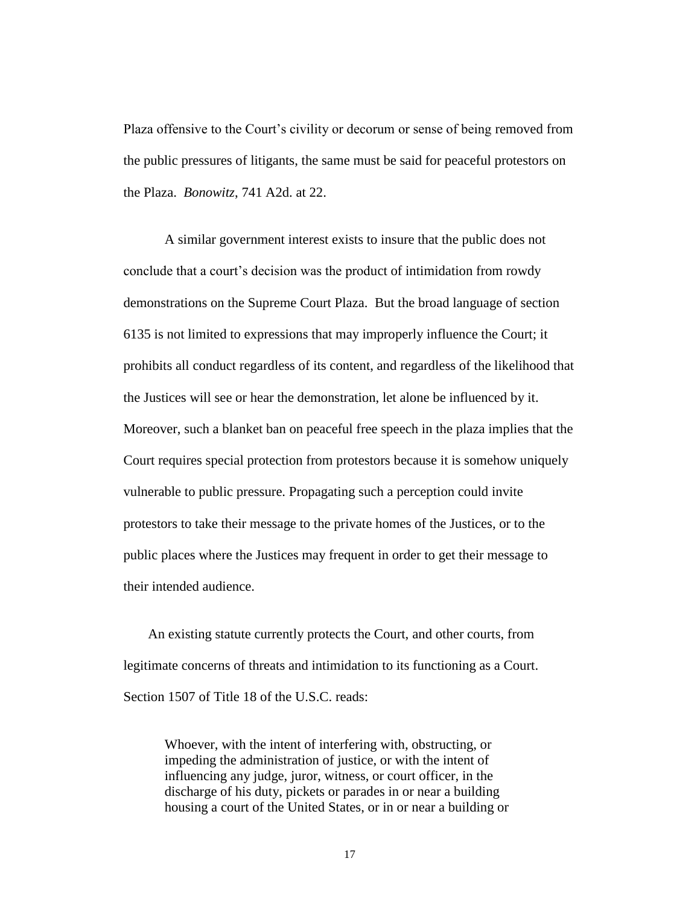Plaza offensive to the Court's civility or decorum or sense of being removed from the public pressures of litigants, the same must be said for peaceful protestors on the Plaza. *Bonowitz*, 741 A2d. at 22.

A similar government interest exists to insure that the public does not conclude that a court's decision was the product of intimidation from rowdy demonstrations on the Supreme Court Plaza. But the broad language of section 6135 is not limited to expressions that may improperly influence the Court; it prohibits all conduct regardless of its content, and regardless of the likelihood that the Justices will see or hear the demonstration, let alone be influenced by it. Moreover, such a blanket ban on peaceful free speech in the plaza implies that the Court requires special protection from protestors because it is somehow uniquely vulnerable to public pressure. Propagating such a perception could invite protestors to take their message to the private homes of the Justices, or to the public places where the Justices may frequent in order to get their message to their intended audience.

An existing statute currently protects the Court, and other courts, from legitimate concerns of threats and intimidation to its functioning as a Court. Section 1507 of Title 18 of the U.S.C. reads:

> Whoever, with the intent of interfering with, obstructing, or impeding the administration of justice, or with the intent of influencing any judge, juror, witness, or court officer, in the discharge of his duty, pickets or parades in or near a building housing a court of the United States, or in or near a building or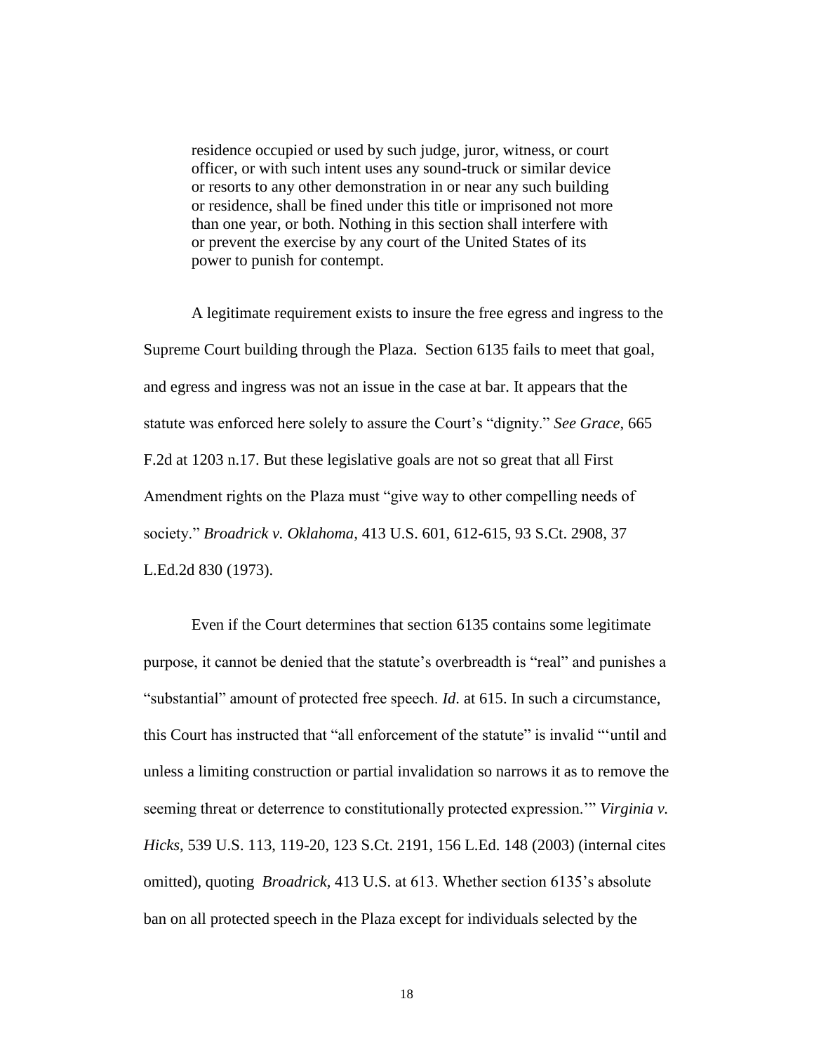> residence occupied or used by such judge, juror, witness, or court officer, or with such intent uses any sound-truck or similar device or resorts to any other demonstration in or near any such building or residence, shall be fined under this title or imprisoned not more than one year, or both. Nothing in this section shall interfere with or prevent the exercise by any court of the United States of its power to punish for contempt.

A legitimate requirement exists to insure the free egress and ingress to the Supreme Court building through the Plaza. Section 6135 fails to meet that goal, and egress and ingress was not an issue in the case at bar. It appears that the statute was enforced here solely to assure the Court's "dignity." *See Grace*, 665 F.2d at 1203 n.17. But these legislative goals are not so great that all First Amendment rights on the Plaza must "give way to other compelling needs of society." *Broadrick v. Oklahoma,* 413 U.S. 601, 612-615, 93 S.Ct. 2908, 37 L.Ed.2d 830 (1973).

Even if the Court determines that section 6135 contains some legitimate purpose, it cannot be denied that the statute's overbreadth is "real" and punishes a "substantial" amount of protected free speech. *Id.* at 615. In such a circumstance, this Court has instructed that "all enforcement of the statute" is invalid "'until and unless a limiting construction or partial invalidation so narrows it as to remove the seeming threat or deterrence to constitutionally protected expression.'" *Virginia v. Hicks*, 539 U.S. 113, 119-20, 123 S.Ct. 2191, 156 L.Ed. 148 (2003) (internal cites omitted), quoting *Broadrick,* 413 U.S. at 613. Whether section 6135's absolute ban on all protected speech in the Plaza except for individuals selected by the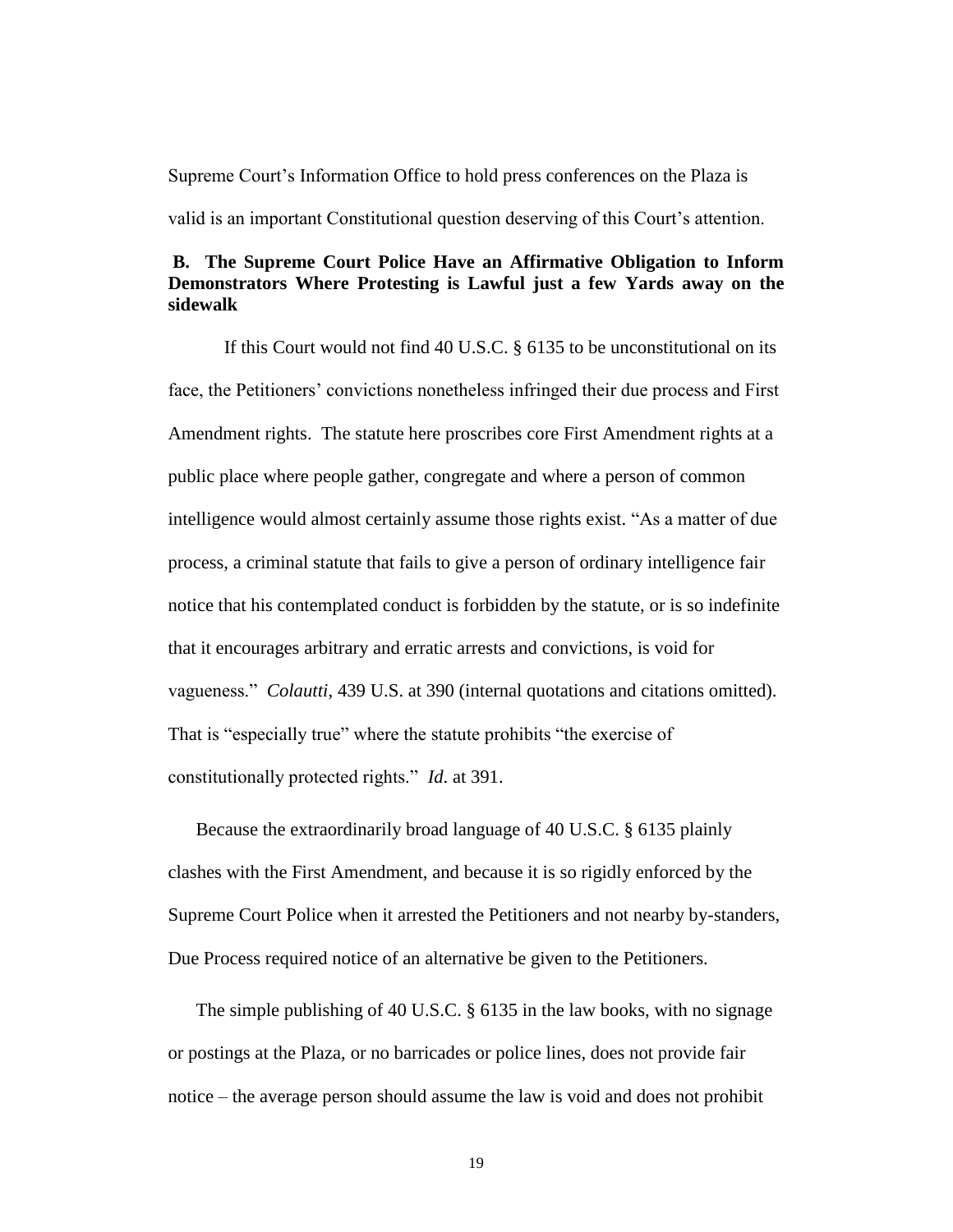Supreme Court's Information Office to hold press conferences on the Plaza is valid is an important Constitutional question deserving of this Court's attention.

### B. The Supreme Court Police Have an Affirmative Obligation to Inform Demonstrators Where Protesting is Lawful just a few Yards away on the sidewalk

If this Court would not find 40 U.S.C. § 6135 to be unconstitutional on its face, the Petitioners' convictions nonetheless infringed their due process and First Amendment rights. The statute here proscribes core First Amendment rights at a public place where people gather, congregate and where a person of common intelligence would almost certainly assume those rights exist. "As a matter of due process, a criminal statute that fails to give a person of ordinary intelligence fair notice that his contemplated conduct is forbidden by the statute, or is so indefinite that it encourages arbitrary and erratic arrests and convictions, is void for vagueness." *Colautti*, 439 U.S. at 390 (internal quotations and citations omitted). That is "especially true" where the statute prohibits "the exercise of constitutionally protected rights." *Id*. at 391.

Because the extraordinarily broad language of 40 U.S.C. § 6135 plainly clashes with the First Amendment, and because it is so rigidly enforced by the Supreme Court Police when it arrested the Petitioners and not nearby by-standers, Due Process required notice of an alternative be given to the Petitioners.

The simple publishing of 40 U.S.C. § 6135 in the law books, with no signage or postings at the Plaza, or no barricades or police lines, does not provide fair notice – the average person should assume the law is void and does not prohibit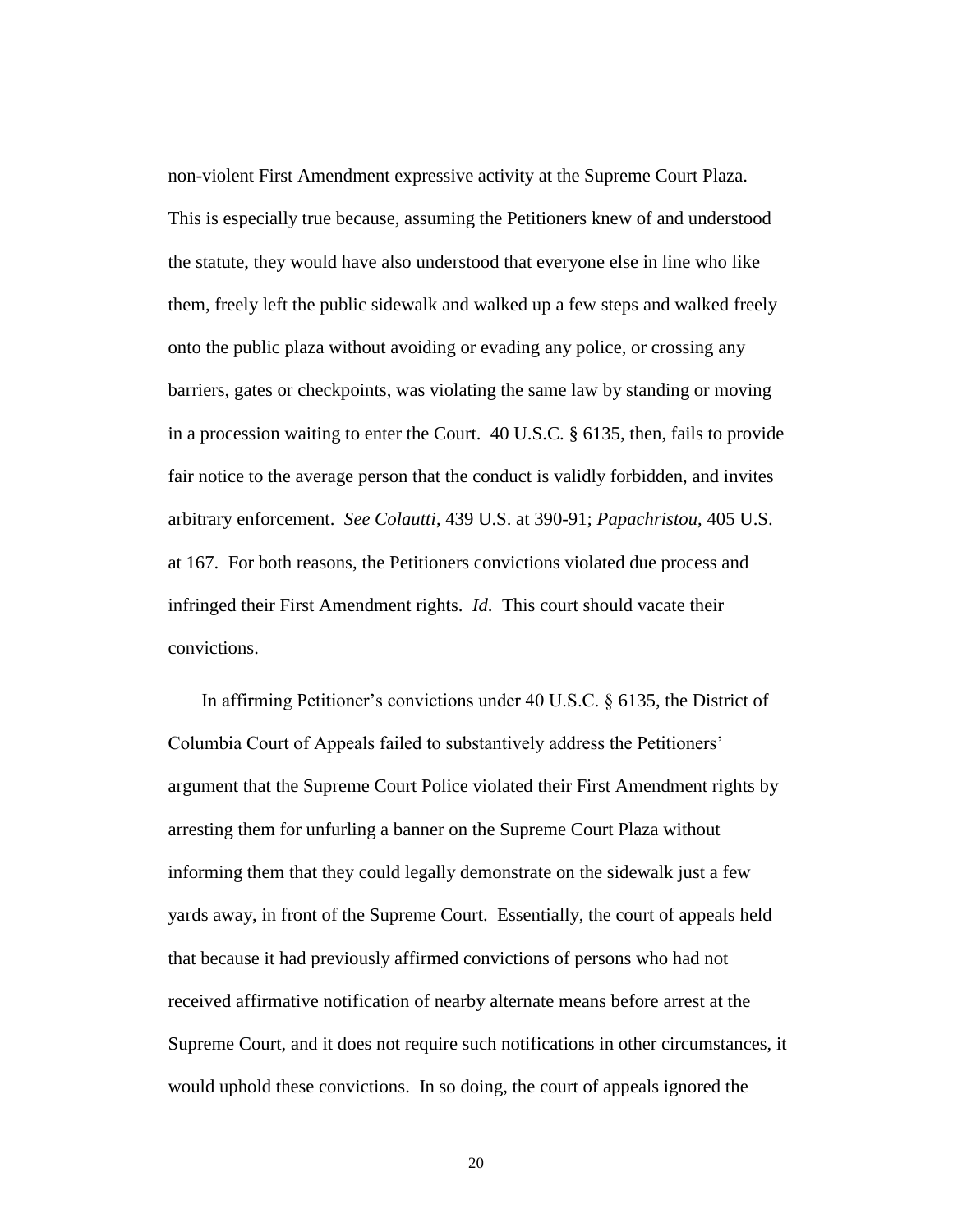non-violent First Amendment expressive activity at the Supreme Court Plaza. This is especially true because, assuming the Petitioners knew of and understood the statute, they would have also understood that everyone else in line who like them, freely left the public sidewalk and walked up a few steps and walked freely onto the public plaza without avoiding or evading any police, or crossing any barriers, gates or checkpoints, was violating the same law by standing or moving in a procession waiting to enter the Court. 40 U.S.C. § 6135, then, fails to provide fair notice to the average person that the conduct is validly forbidden, and invites arbitrary enforcement. *See Colautti*, 439 U.S. at 390-91; *Papachristou*, 405 U.S. at 167. For both reasons, the Petitioners convictions violated due process and infringed their First Amendment rights. *Id*. This court should vacate their convictions.

In affirming Petitioner's convictions under 40 U.S.C. § 6135, the District of Columbia Court of Appeals failed to substantively address the Petitioners' argument that the Supreme Court Police violated their First Amendment rights by arresting them for unfurling a banner on the Supreme Court Plaza without informing them that they could legally demonstrate on the sidewalk just a few yards away, in front of the Supreme Court. Essentially, the court of appeals held that because it had previously affirmed convictions of persons who had not received affirmative notification of nearby alternate means before arrest at the Supreme Court, and it does not require such notifications in other circumstances, it would uphold these convictions. In so doing, the court of appeals ignored the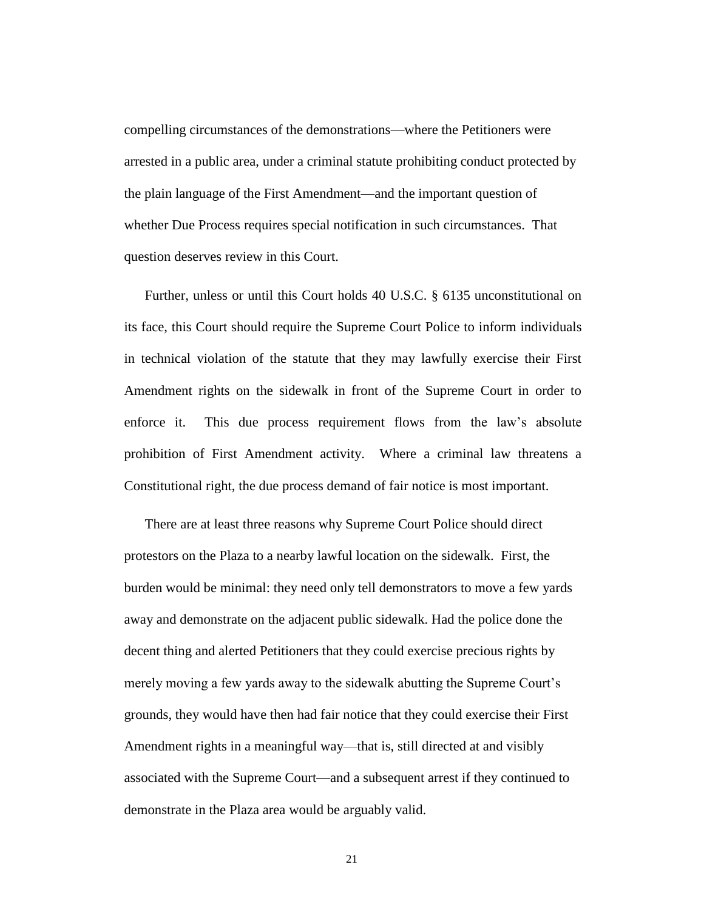compelling circumstances of the demonstrations—where the Petitioners were arrested in a public area, under a criminal statute prohibiting conduct protected by the plain language of the First Amendment—and the important question of whether Due Process requires special notification in such circumstances. That question deserves review in this Court.

Further, unless or until this Court holds 40 U.S.C. § 6135 unconstitutional on its face, this Court should require the Supreme Court Police to inform individuals in technical violation of the statute that they may lawfully exercise their First Amendment rights on the sidewalk in front of the Supreme Court in order to enforce it. This due process requirement flows from the law's absolute prohibition of First Amendment activity. Where a criminal law threatens a Constitutional right, the due process demand of fair notice is most important.

There are at least three reasons why Supreme Court Police should direct protestors on the Plaza to a nearby lawful location on the sidewalk. First, the burden would be minimal: they need only tell demonstrators to move a few yards away and demonstrate on the adjacent public sidewalk. Had the police done the decent thing and alerted Petitioners that they could exercise precious rights by merely moving a few yards away to the sidewalk abutting the Supreme Court's grounds, they would have then had fair notice that they could exercise their First Amendment rights in a meaningful way—that is, still directed at and visibly associated with the Supreme Court—and a subsequent arrest if they continued to demonstrate in the Plaza area would be arguably valid.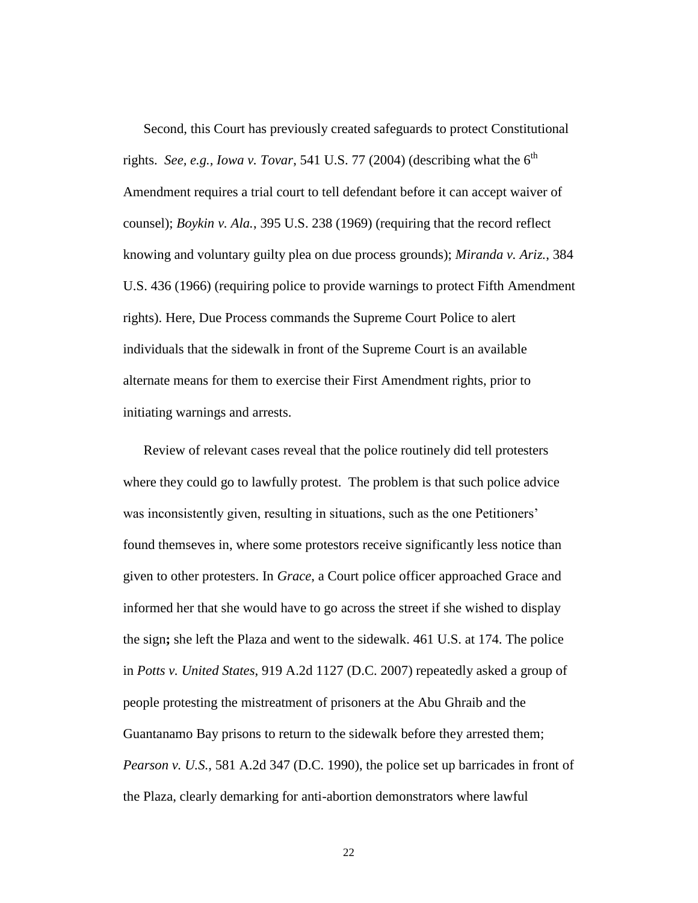Second, this Court has previously created safeguards to protect Constitutional rights. *See, e.g., Iowa v. Tovar*, 541 U.S. 77 (2004) (describing what the 6th Amendment requires a trial court to tell defendant before it can accept waiver of counsel); *Boykin v. Ala.*, 395 U.S. 238 (1969) (requiring that the record reflect knowing and voluntary guilty plea on due process grounds); *Miranda v. Ariz.*, 384 U.S. 436 (1966) (requiring police to provide warnings to protect Fifth Amendment rights). Here, Due Process commands the Supreme Court Police to alert individuals that the sidewalk in front of the Supreme Court is an available alternate means for them to exercise their First Amendment rights, prior to initiating warnings and arrests.

Review of relevant cases reveal that the police routinely did tell protesters where they could go to lawfully protest. The problem is that such police advice was inconsistently given, resulting in situations, such as the one Petitioners' found themseves in, where some protestors receive significantly less notice than given to other protesters. In *Grace*, a Court police officer approached Grace and informed her that she would have to go across the street if she wished to display the sign**;** she left the Plaza and went to the sidewalk. 461 U.S. at 174. The police in *Potts v. United States*, 919 A.2d 1127 (D.C. 2007) repeatedly asked a group of people protesting the mistreatment of prisoners at the Abu Ghraib and the Guantanamo Bay prisons to return to the sidewalk before they arrested them; *Pearson v. U.S.*, 581 A.2d 347 (D.C. 1990), the police set up barricades in front of the Plaza, clearly demarking for anti-abortion demonstrators where lawful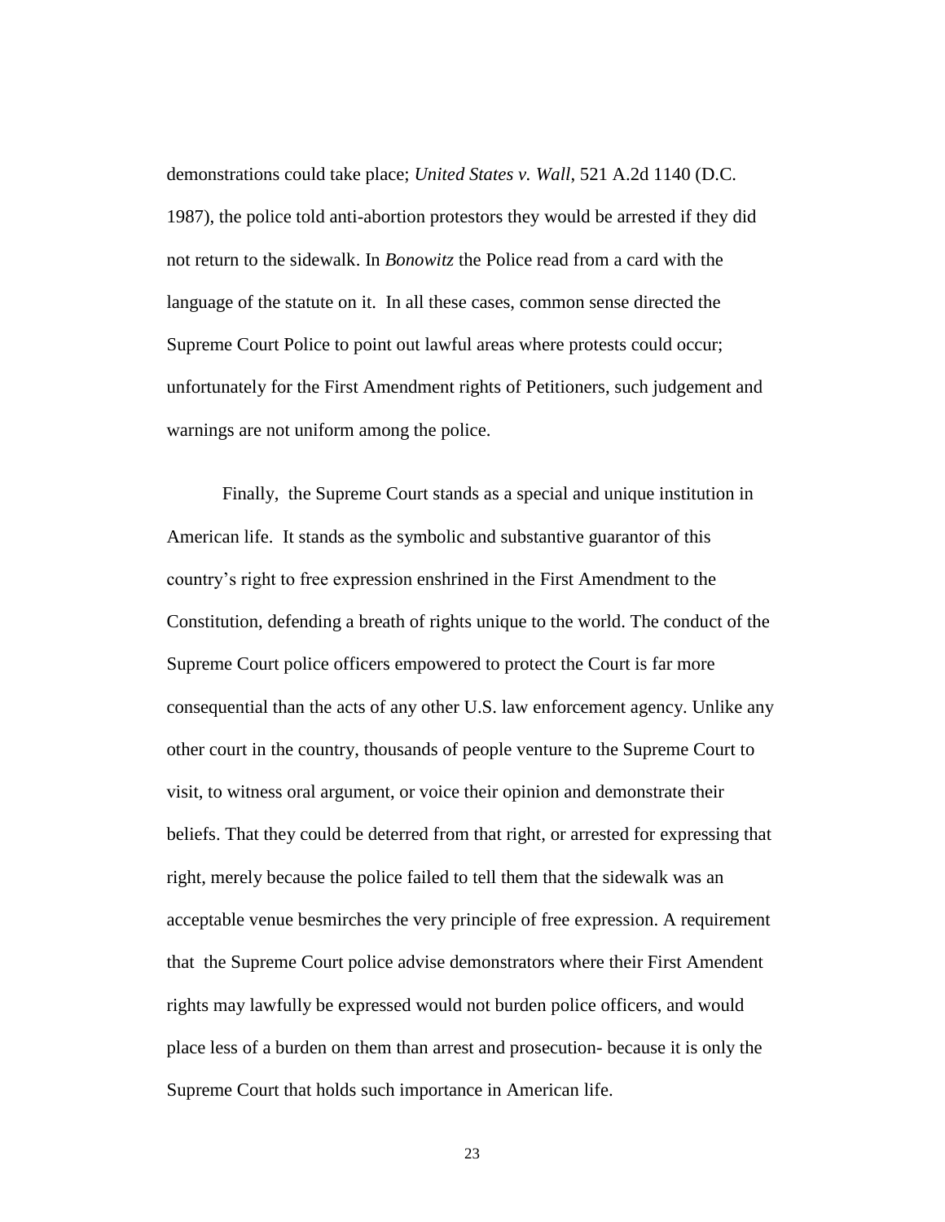demonstrations could take place; *United States v. Wall*, 521 A.2d 1140 (D.C. 1987), the police told anti-abortion protestors they would be arrested if they did not return to the sidewalk. In *Bonowitz* the Police read from a card with the language of the statute on it. In all these cases, common sense directed the Supreme Court Police to point out lawful areas where protests could occur; unfortunately for the First Amendment rights of Petitioners, such judgement and warnings are not uniform among the police.

Finally, the Supreme Court stands as a special and unique institution in American life. It stands as the symbolic and substantive guarantor of this country's right to free expression enshrined in the First Amendment to the Constitution, defending a breath of rights unique to the world. The conduct of the Supreme Court police officers empowered to protect the Court is far more consequential than the acts of any other U.S. law enforcement agency. Unlike any other court in the country, thousands of people venture to the Supreme Court to visit, to witness oral argument, or voice their opinion and demonstrate their beliefs. That they could be deterred from that right, or arrested for expressing that right, merely because the police failed to tell them that the sidewalk was an acceptable venue besmirches the very principle of free expression. A requirement that the Supreme Court police advise demonstrators where their First Amendent rights may lawfully be expressed would not burden police officers, and would place less of a burden on them than arrest and prosecution- because it is only the Supreme Court that holds such importance in American life.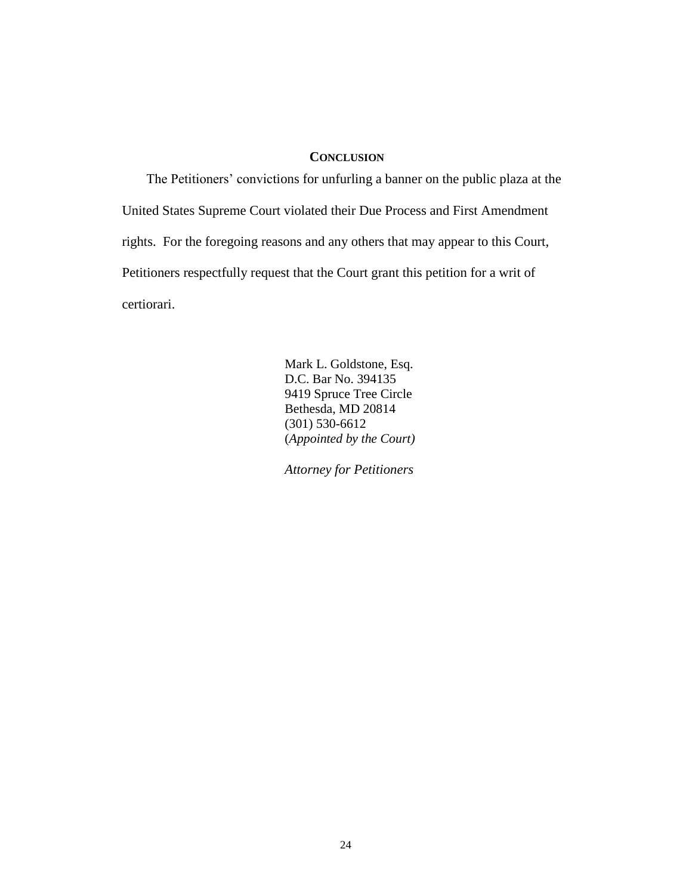## CONCLUSION

The Petitioners' convictions for unfurling a banner on the public plaza at the United States Supreme Court violated their Due Process and First Amendment rights. For the foregoing reasons and any others that may appear to this Court, Petitioners respectfully request that the Court grant this petition for a writ of certiorari.

Mark L. Goldstone, Esq.  
D.C. Bar No. 394135  
9419 Spruce Tree Circle  
Bethesda, MD 20814  
(301) 530-6612  
(*Appointed by the Court)*

*Attorney for Petitioners*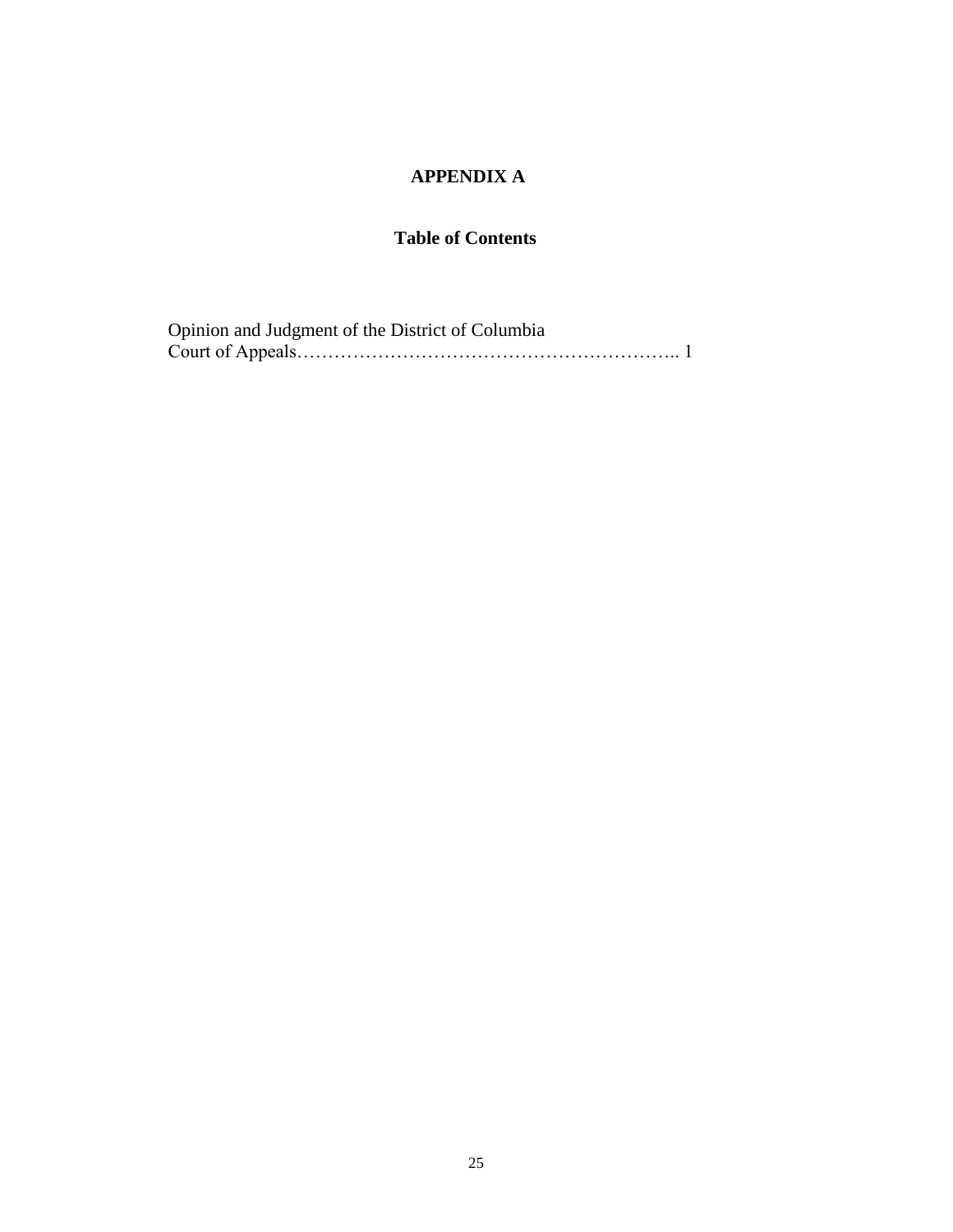# APPENDIX A

## Table of Contents

Opinion and Judgment of the District of Columbia Court of Appeals…………………………………………………….. 1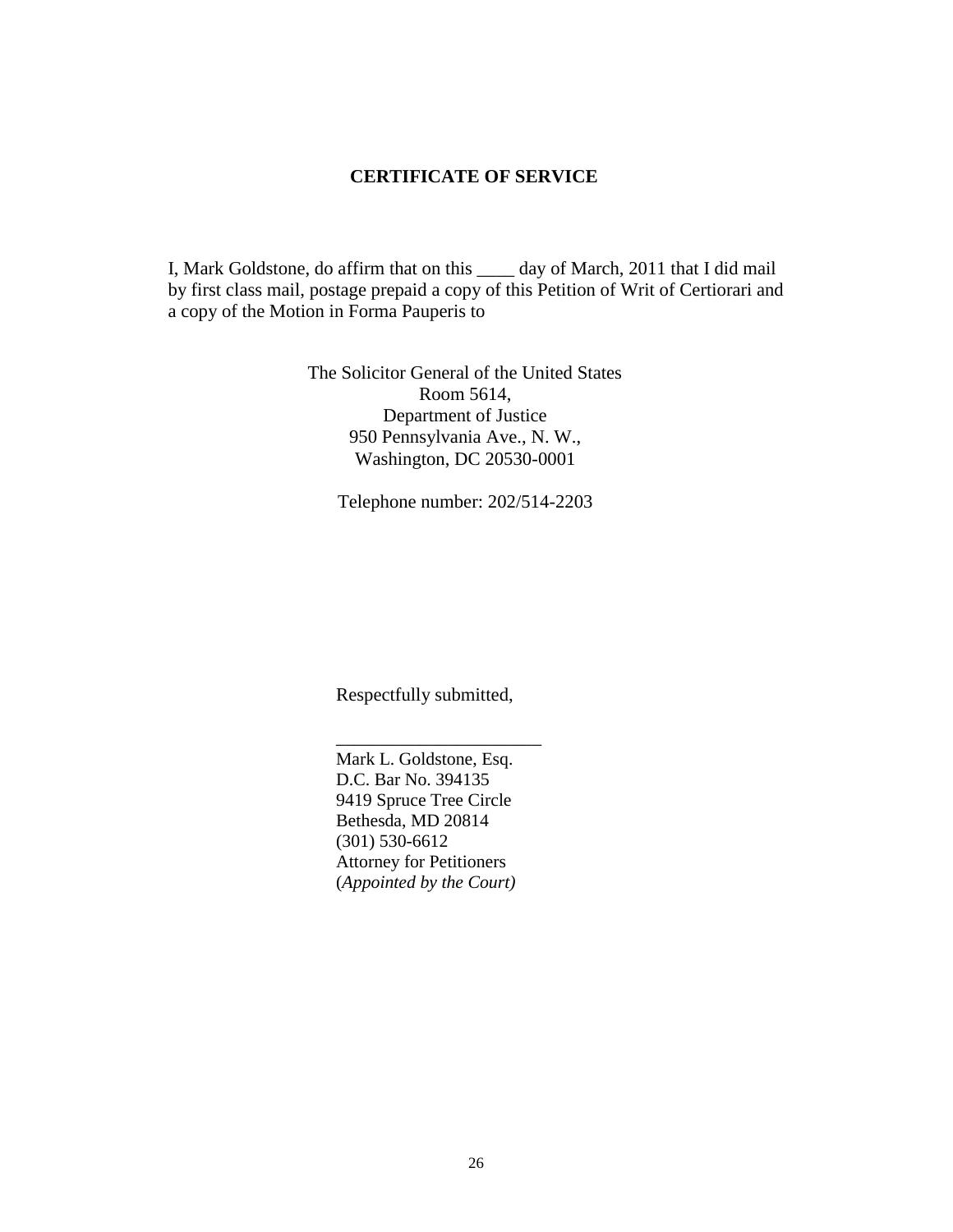## CERTIFICATE OF SERVICE

I, Mark Goldstone, do affirm that on this ____ day of March, 2011 that I did mail by first class mail, postage prepaid a copy of this Petition of Writ of Certiorari and a copy of the Motion in Forma Pauperis to

The Solicitor General of the United States
Room 5614,
Department of Justice
950 Pennsylvania Ave., N. W.,
Washington, DC 20530-0001

Telephone number: 202/514-2203

Respectfully submitted,

______________________
Mark L. Goldstone, Esq.
D.C. Bar No. 394135
9419 Spruce Tree Circle
Bethesda, MD 20814
(301) 530-6612
Attorney for Petitioners
(*Appointed by the Court)*